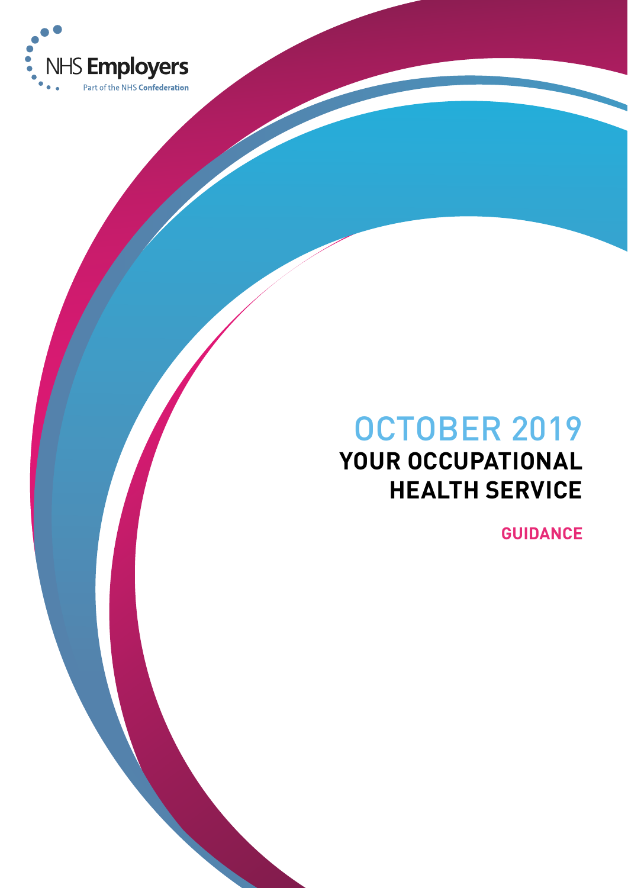NHS Employers
Part of the NHS Confederation

OCTOBER 2019

# YOUR OCCUPATIONAL HEALTH SERVICE

**GUIDANCE**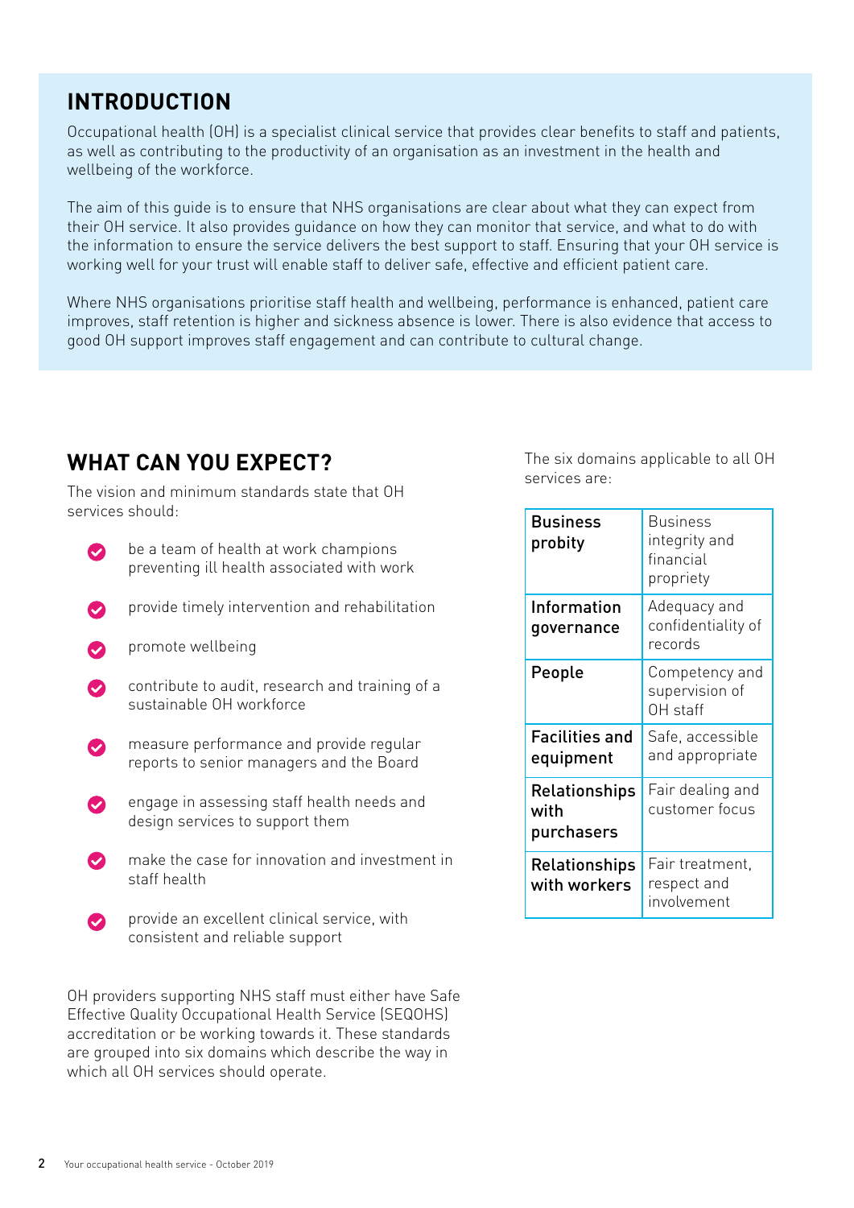## INTRODUCTION

Occupational health (OH) is a specialist clinical service that provides clear benefits to staff and patients, as well as contributing to the productivity of an organisation as an investment in the health and wellbeing of the workforce.

The aim of this guide is to ensure that NHS organisations are clear about what they can expect from their OH service. It also provides guidance on how they can monitor that service, and what to do with the information to ensure the service delivers the best support to staff. Ensuring that your OH service is working well for your trust will enable staff to deliver safe, effective and efficient patient care.

Where NHS organisations prioritise staff health and wellbeing, performance is enhanced, patient care improves, staff retention is higher and sickness absence is lower. There is also evidence that access to good OH support improves staff engagement and can contribute to cultural change.

## WHAT CAN YOU EXPECT?

The vision and minimum standards state that OH services should:

- be a team of health at work champions preventing ill health associated with work
- provide timely intervention and rehabilitation
- promote wellbeing
- contribute to audit, research and training of a sustainable OH workforce
- measure performance and provide regular reports to senior managers and the Board
- engage in assessing staff health needs and design services to support them
- make the case for innovation and investment in staff health
- provide an excellent clinical service, with consistent and reliable support

OH providers supporting NHS staff must either have Safe Effective Quality Occupational Health Service (SEQOHS) accreditation or be working towards it. These standards are grouped into six domains which describe the way in which all OH services should operate.

The six domains applicable to all OH services are:

| Domain | Description |
|---|---|
| **Business probity** | Business integrity and financial propriety |
| **Information governance** | Adequacy and confidentiality of records |
| **People** | Competency and supervision of OH staff |
| **Facilities and equipment** | Safe, accessible and appropriate |
| **Relationships with purchasers** | Fair dealing and customer focus |
| **Relationships with workers** | Fair treatment, respect and involvement |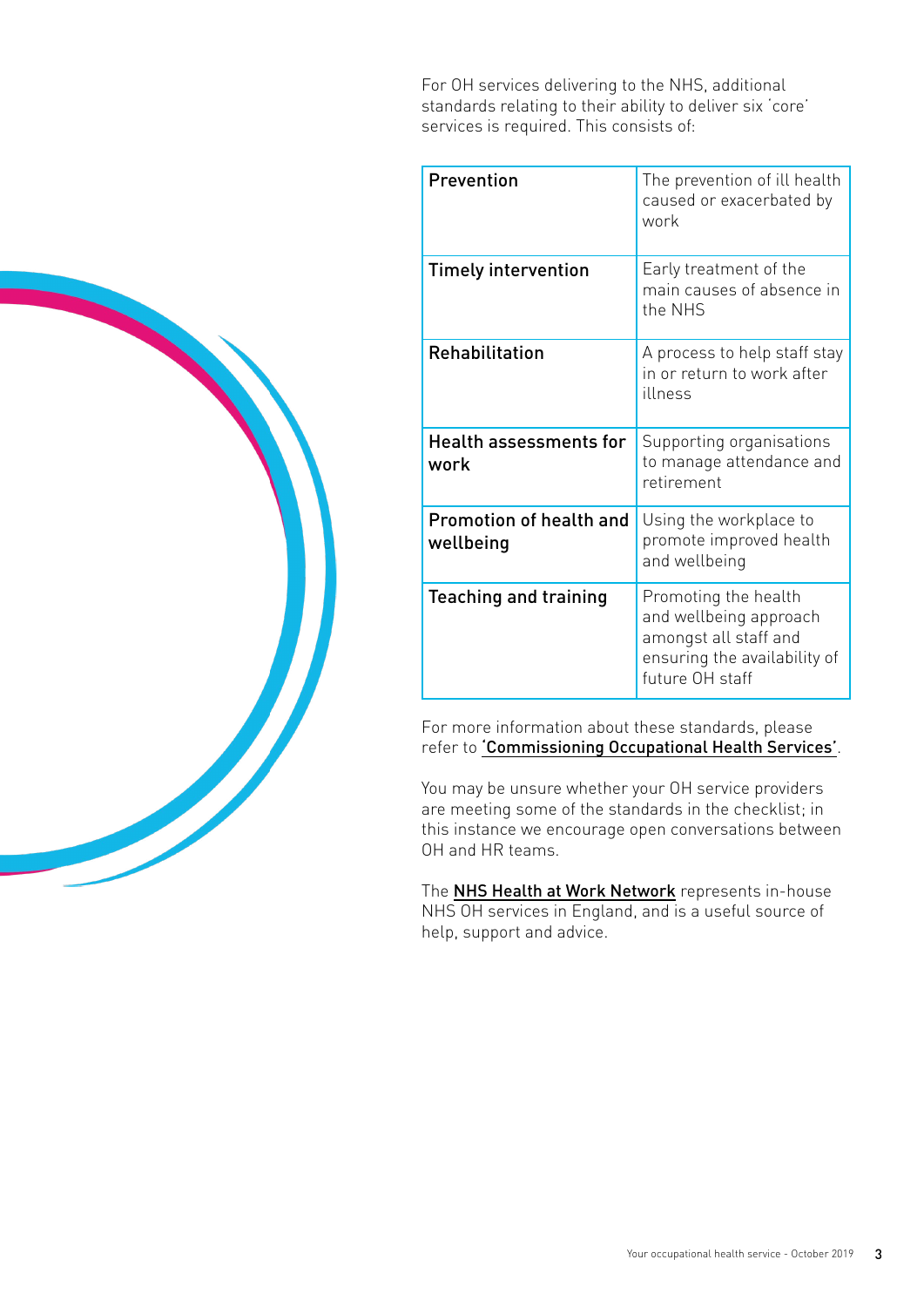For OH services delivering to the NHS, additional standards relating to their ability to deliver six 'core' services is required. This consists of:

| | |
|---|---|
| **Prevention** | The prevention of ill health caused or exacerbated by work |
| **Timely intervention** | Early treatment of the main causes of absence in the NHS |
| **Rehabilitation** | A process to help staff stay in or return to work after illness |
| **Health assessments for work** | Supporting organisations to manage attendance and retirement |
| **Promotion of health and wellbeing** | Using the workplace to promote improved health and wellbeing |
| **Teaching and training** | Promoting the health and wellbeing approach amongst all staff and ensuring the availability of future OH staff |

For more information about these standards, please refer to **'Commissioning Occupational Health Services'**.

You may be unsure whether your OH service providers are meeting some of the standards in the checklist; in this instance we encourage open conversations between OH and HR teams.

The **NHS Health at Work Network** represents in-house NHS OH services in England, and is a useful source of help, support and advice.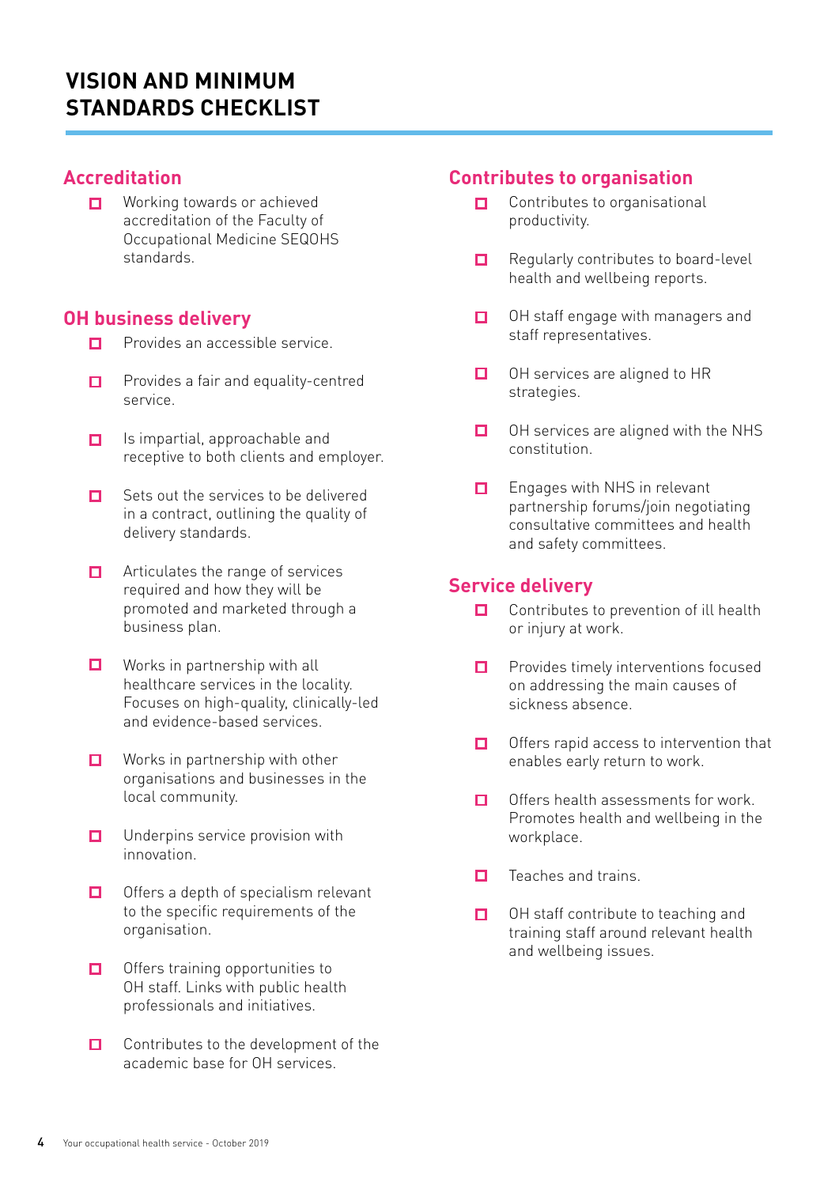# VISION AND MINIMUM STANDARDS CHECKLIST

## Accreditation

- ☐ Working towards or achieved accreditation of the Faculty of Occupational Medicine SEQOHS standards.

## OH business delivery

- ☐ Provides an accessible service.
- ☐ Provides a fair and equality-centred service.
- ☐ Is impartial, approachable and receptive to both clients and employer.
- ☐ Sets out the services to be delivered in a contract, outlining the quality of delivery standards.
- ☐ Articulates the range of services required and how they will be promoted and marketed through a business plan.
- ☐ Works in partnership with all healthcare services in the locality. Focuses on high-quality, clinically-led and evidence-based services.
- ☐ Works in partnership with other organisations and businesses in the local community.
- ☐ Underpins service provision with innovation.
- ☐ Offers a depth of specialism relevant to the specific requirements of the organisation.
- ☐ Offers training opportunities to OH staff. Links with public health professionals and initiatives.
- ☐ Contributes to the development of the academic base for OH services.

## Contributes to organisation

- ☐ Contributes to organisational productivity.
- ☐ Regularly contributes to board-level health and wellbeing reports.
- ☐ OH staff engage with managers and staff representatives.
- ☐ OH services are aligned to HR strategies.
- ☐ OH services are aligned with the NHS constitution.
- ☐ Engages with NHS in relevant partnership forums/join negotiating consultative committees and health and safety committees.

## Service delivery

- ☐ Contributes to prevention of ill health or injury at work.
- ☐ Provides timely interventions focused on addressing the main causes of sickness absence.
- ☐ Offers rapid access to intervention that enables early return to work.
- ☐ Offers health assessments for work. Promotes health and wellbeing in the workplace.
- ☐ Teaches and trains.
- ☐ OH staff contribute to teaching and training staff around relevant health and wellbeing issues.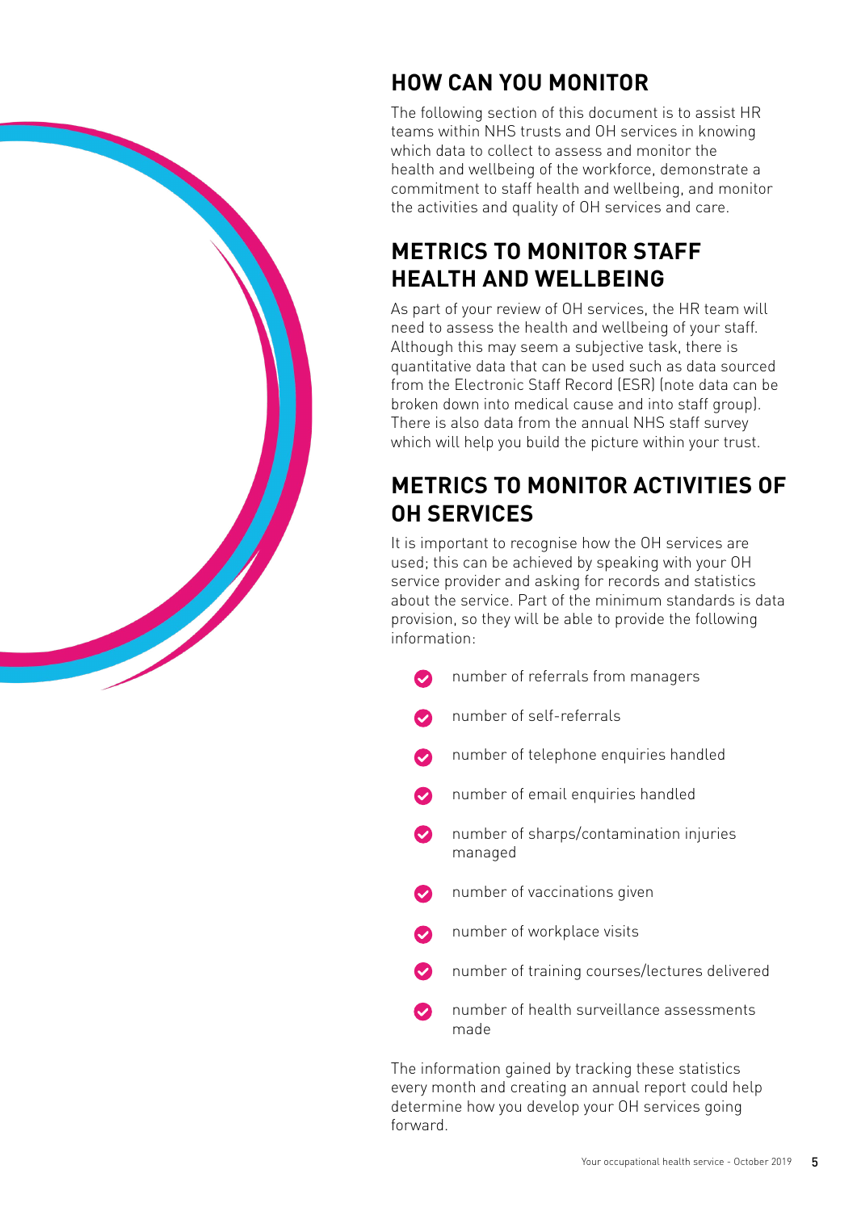## HOW CAN YOU MONITOR

The following section of this document is to assist HR teams within NHS trusts and OH services in knowing which data to collect to assess and monitor the health and wellbeing of the workforce, demonstrate a commitment to staff health and wellbeing, and monitor the activities and quality of OH services and care.

## METRICS TO MONITOR STAFF HEALTH AND WELLBEING

As part of your review of OH services, the HR team will need to assess the health and wellbeing of your staff. Although this may seem a subjective task, there is quantitative data that can be used such as data sourced from the Electronic Staff Record (ESR) (note data can be broken down into medical cause and into staff group). There is also data from the annual NHS staff survey which will help you build the picture within your trust.

## METRICS TO MONITOR ACTIVITIES OF OH SERVICES

It is important to recognise how the OH services are used; this can be achieved by speaking with your OH service provider and asking for records and statistics about the service. Part of the minimum standards is data provision, so they will be able to provide the following information:

- number of referrals from managers
- number of self-referrals
- number of telephone enquiries handled
- number of email enquiries handled
- number of sharps/contamination injuries managed
- number of vaccinations given
- number of workplace visits
- number of training courses/lectures delivered
- number of health surveillance assessments made

The information gained by tracking these statistics every month and creating an annual report could help determine how you develop your OH services going forward.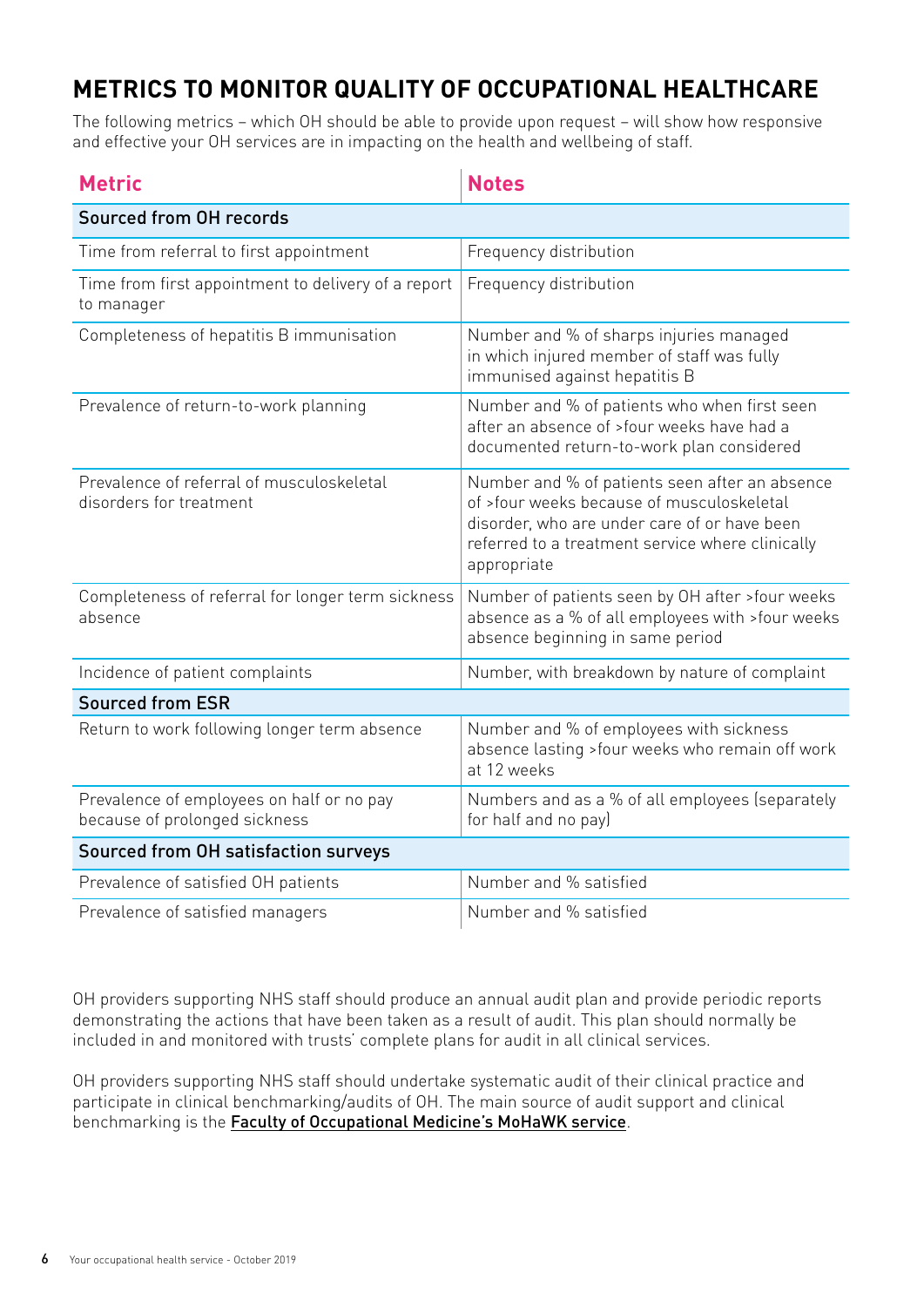## METRICS TO MONITOR QUALITY OF OCCUPATIONAL HEALTHCARE

The following metrics – which OH should be able to provide upon request – will show how responsive and effective your OH services are in impacting on the health and wellbeing of staff.

| Metric | Notes |
|---|---|
| **Sourced from OH records** | |
| Time from referral to first appointment | Frequency distribution |
| Time from first appointment to delivery of a report to manager | Frequency distribution |
| Completeness of hepatitis B immunisation | Number and % of sharps injuries managed in which injured member of staff was fully immunised against hepatitis B |
| Prevalence of return-to-work planning | Number and % of patients who when first seen after an absence of >four weeks have had a documented return-to-work plan considered |
| Prevalence of referral of musculoskeletal disorders for treatment | Number and % of patients seen after an absence of >four weeks because of musculoskeletal disorder, who are under care of or have been referred to a treatment service where clinically appropriate |
| Completeness of referral for longer term sickness absence | Number of patients seen by OH after >four weeks absence as a % of all employees with >four weeks absence beginning in same period |
| Incidence of patient complaints | Number, with breakdown by nature of complaint |
| **Sourced from ESR** | |
| Return to work following longer term absence | Number and % of employees with sickness absence lasting >four weeks who remain off work at 12 weeks |
| Prevalence of employees on half or no pay because of prolonged sickness | Numbers and as a % of all employees (separately for half and no pay) |
| **Sourced from OH satisfaction surveys** | |
| Prevalence of satisfied OH patients | Number and % satisfied |
| Prevalence of satisfied managers | Number and % satisfied |

OH providers supporting NHS staff should produce an annual audit plan and provide periodic reports demonstrating the actions that have been taken as a result of audit. This plan should normally be included in and monitored with trusts' complete plans for audit in all clinical services.

OH providers supporting NHS staff should undertake systematic audit of their clinical practice and participate in clinical benchmarking/audits of OH. The main source of audit support and clinical benchmarking is the Faculty of Occupational Medicine's MoHaWK service.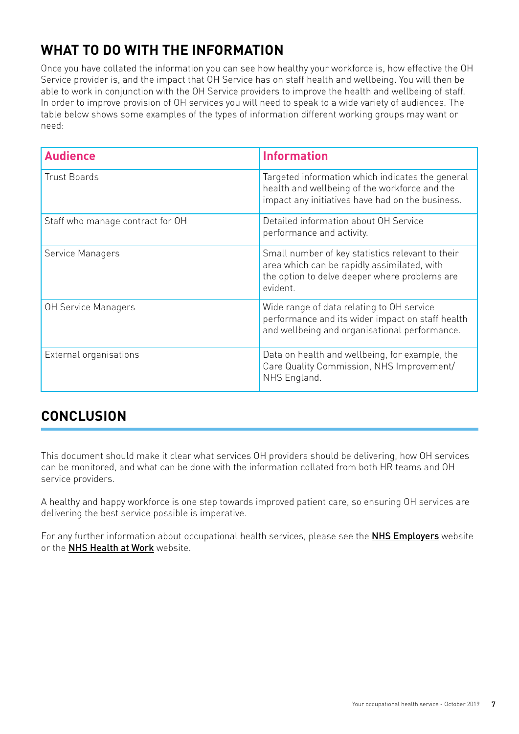## WHAT TO DO WITH THE INFORMATION

Once you have collated the information you can see how healthy your workforce is, how effective the OH Service provider is, and the impact that OH Service has on staff health and wellbeing. You will then be able to work in conjunction with the OH Service providers to improve the health and wellbeing of staff. In order to improve provision of OH services you will need to speak to a wide variety of audiences. The table below shows some examples of the types of information different working groups may want or need:

| Audience | Information |
| --- | --- |
| Trust Boards | Targeted information which indicates the general health and wellbeing of the workforce and the impact any initiatives have had on the business. |
| Staff who manage contract for OH | Detailed information about OH Service performance and activity. |
| Service Managers | Small number of key statistics relevant to their area which can be rapidly assimilated, with the option to delve deeper where problems are evident. |
| OH Service Managers | Wide range of data relating to OH service performance and its wider impact on staff health and wellbeing and organisational performance. |
| External organisations | Data on health and wellbeing, for example, the Care Quality Commission, NHS Improvement/ NHS England. |

## CONCLUSION

This document should make it clear what services OH providers should be delivering, how OH services can be monitored, and what can be done with the information collated from both HR teams and OH service providers.

A healthy and happy workforce is one step towards improved patient care, so ensuring OH services are delivering the best service possible is imperative.

For any further information about occupational health services, please see the **NHS Employers** website or the **NHS Health at Work** website.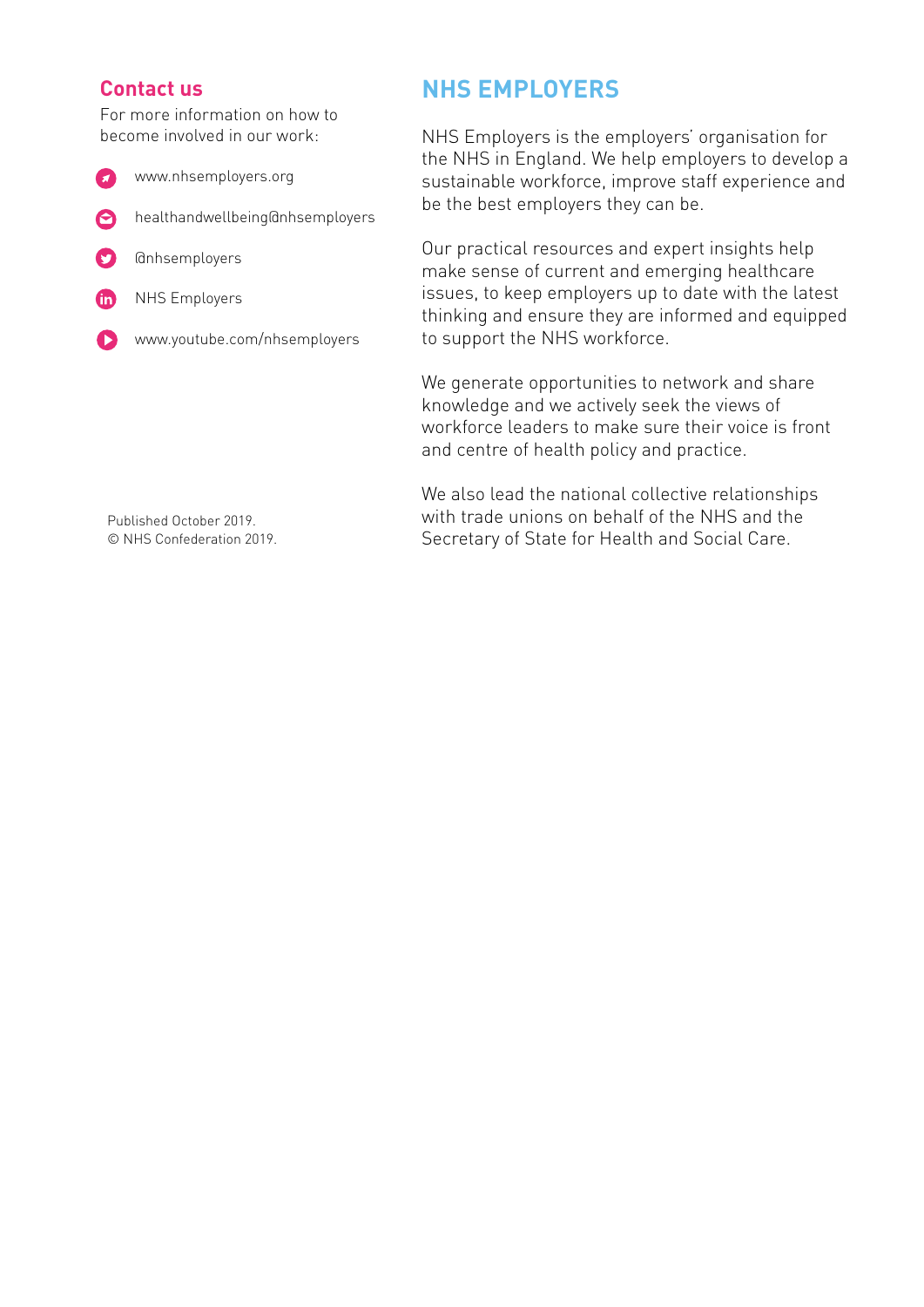## Contact us

For more information on how to become involved in our work:

- www.nhsemployers.org
- healthandwellbeing@nhsemployers
- @nhsemployers
- NHS Employers
- www.youtube.com/nhsemployers

Published October 2019.
© NHS Confederation 2019.

## NHS EMPLOYERS

NHS Employers is the employers' organisation for the NHS in England. We help employers to develop a sustainable workforce, improve staff experience and be the best employers they can be.

Our practical resources and expert insights help make sense of current and emerging healthcare issues, to keep employers up to date with the latest thinking and ensure they are informed and equipped to support the NHS workforce.

We generate opportunities to network and share knowledge and we actively seek the views of workforce leaders to make sure their voice is front and centre of health policy and practice.

We also lead the national collective relationships with trade unions on behalf of the NHS and the Secretary of State for Health and Social Care.